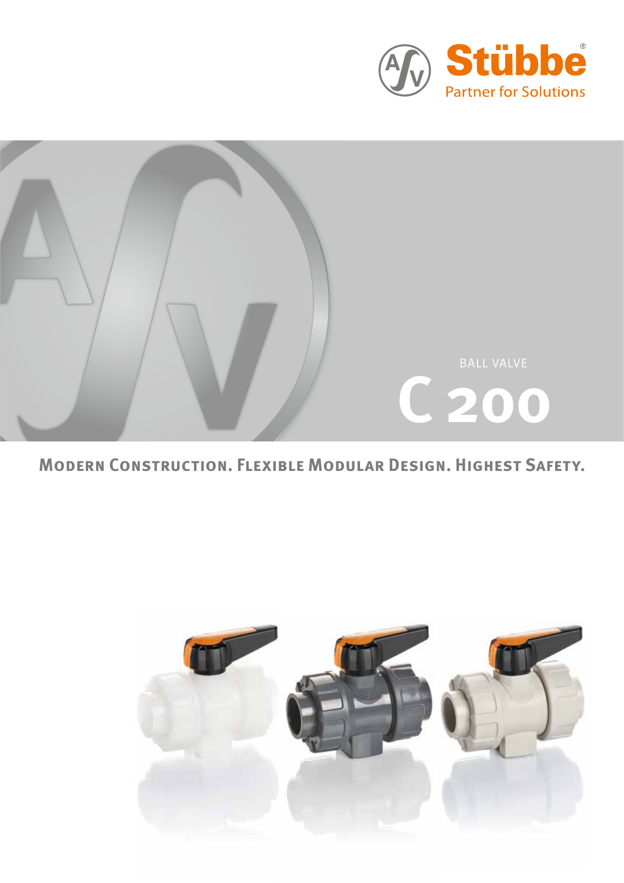Stübbe®

Partner for Solutions

BALL VALVE

# C 200

## Modern Construction. Flexible Modular Design. Highest Safety.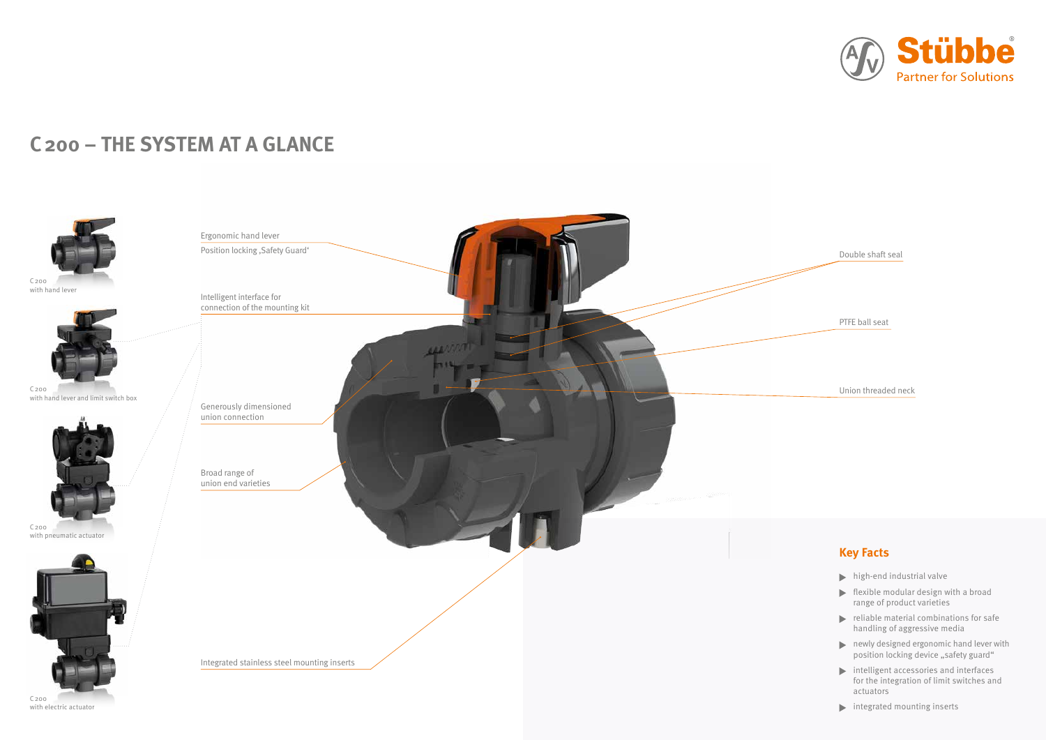# C 200 – THE SYSTEM AT A GLANCE

C 200
with hand lever

C 200
with hand lever and limit switch box

C 200
with pneumatic actuator

C 200
with electric actuator

Ergonomic hand lever

Position locking ‚Safety Guard'

Intelligent interface for connection of the mounting kit

Generously dimensioned union connection

Broad range of union end varieties

Integrated stainless steel mounting inserts

Double shaft seal

PTFE ball seat

Union threaded neck

## Key Facts

- high-end industrial valve
- flexible modular design with a broad range of product varieties
- reliable material combinations for safe handling of aggressive media
- newly designed ergonomic hand lever with position locking device „safety guard"
- intelligent accessories and interfaces for the integration of limit switches and actuators
- integrated mounting inserts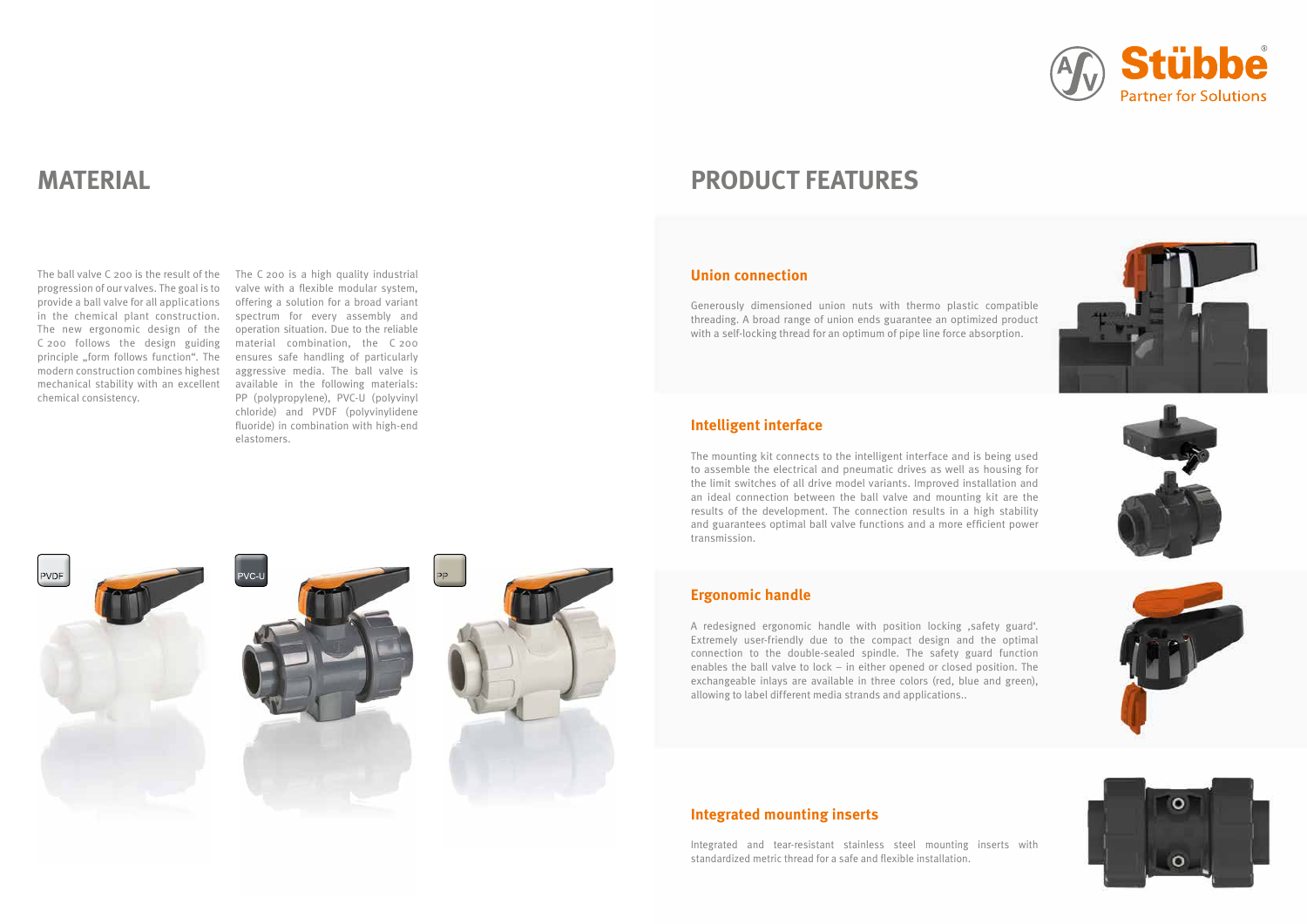# MATERIAL

The ball valve C 200 is the result of the progression of our valves. The goal is to provide a ball valve for all applications in the chemical plant construction. The new ergonomic design of the C 200 follows the design guiding principle „form follows function". The modern construction combines highest mechanical stability with an excellent chemical consistency.

The C 200 is a high quality industrial valve with a flexible modular system, offering a solution for a broad variant spectrum for every assembly and operation situation. Due to the reliable material combination, the C 200 ensures safe handling of particularly aggressive media. The ball valve is available in the following materials: PP (polypropylene), PVC-U (polyvinyl chloride) and PVDF (polyvinylidene fluoride) in combination with high-end elastomers.

PVDF

PVC-U

PP

# PRODUCT FEATURES

## Union connection

Generously dimensioned union nuts with thermo plastic compatible threading. A broad range of union ends guarantee an optimized product with a self-locking thread for an optimum of pipe line force absorption.

## Intelligent interface

The mounting kit connects to the intelligent interface and is being used to assemble the electrical and pneumatic drives as well as housing for the limit switches of all drive model variants. Improved installation and an ideal connection between the ball valve and mounting kit are the results of the development. The connection results in a high stability and guarantees optimal ball valve functions and a more efficient power transmission.

## Ergonomic handle

A redesigned ergonomic handle with position locking ‚safety guard'. Extremely user-friendly due to the compact design and the optimal connection to the double-sealed spindle. The safety guard function enables the ball valve to lock – in either opened or closed position. The exchangeable inlays are available in three colors (red, blue and green), allowing to label different media strands and applications..

## Integrated mounting inserts

Integrated and tear-resistant stainless steel mounting inserts with standardized metric thread for a safe and flexible installation.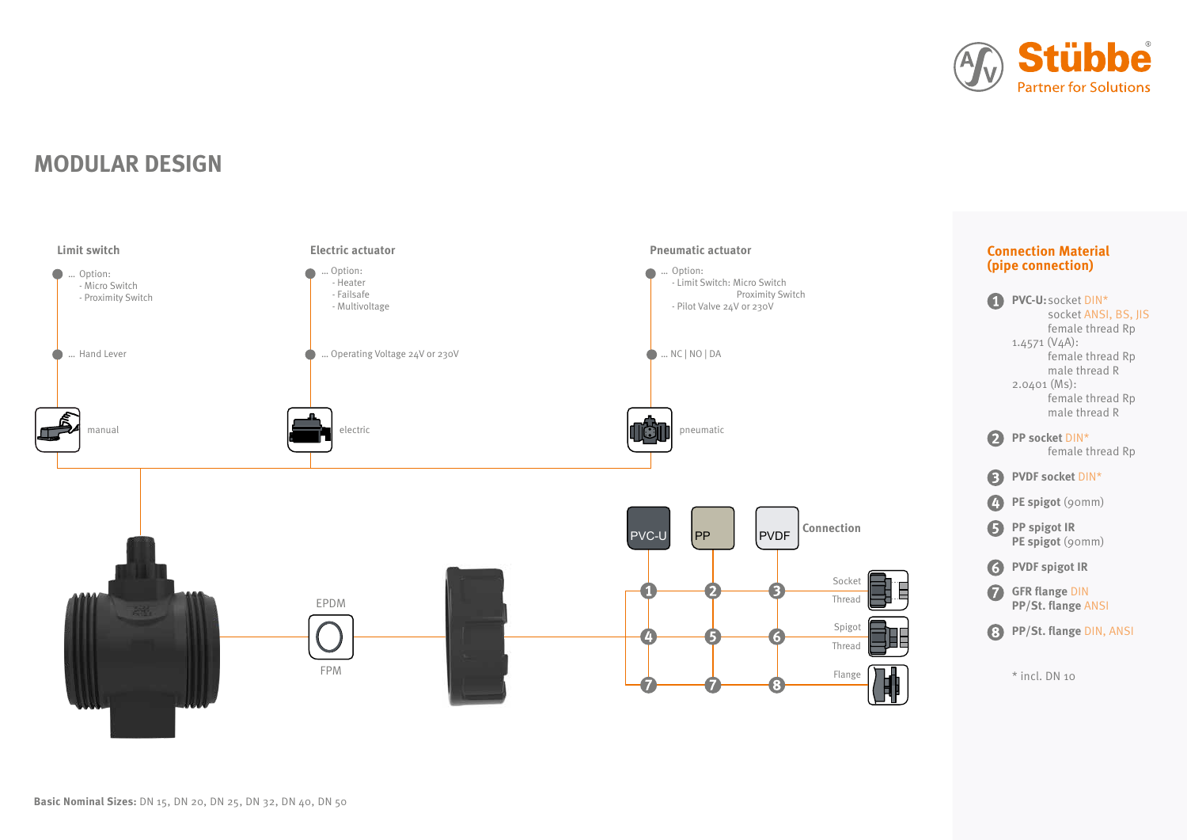## MODULAR DESIGN

**Limit switch**

- ... Option:
  - Micro Switch
  - Proximity Switch
- ... Hand Lever

manual

**Electric actuator**

- ... Option:
  - Heater
  - Failsafe
  - Multivoltage
- ... Operating Voltage 24V or 230V

electric

**Pneumatic actuator**

- ... Option:
  - Limit Switch: Micro Switch
    Proximity Switch
  - Pilot Valve 24V or 230V
- ... NC | NO | DA

pneumatic

EPDM

FPM

**Connection**

| | PVC-U | PP | PVDF |
|---|---|---|---|
| Socket / Thread | 1 | 2 | 3 |
| Spigot / Thread | 4 | 5 | 6 |
| Flange | 7 | 7 | 8 |

**Basic Nominal Sizes:** DN 15, DN 20, DN 25, DN 32, DN 40, DN 50

### Connection Material (pipe connection)

1. **PVC-U:** socket DIN*
   socket ANSI, BS, JIS
   female thread Rp
   1.4571 (V4A):
   female thread Rp
   male thread R
   2.0401 (Ms):
   female thread Rp
   male thread R
2. **PP socket** DIN*
   female thread Rp
3. **PVDF socket** DIN*
4. **PE spigot** (90mm)
5. **PP spigot IR**
   **PE spigot** (90mm)
6. **PVDF spigot IR**
7. **GFR flange** DIN
   **PP/St. flange** ANSI
8. **PP/St. flange** DIN, ANSI

\* incl. DN 10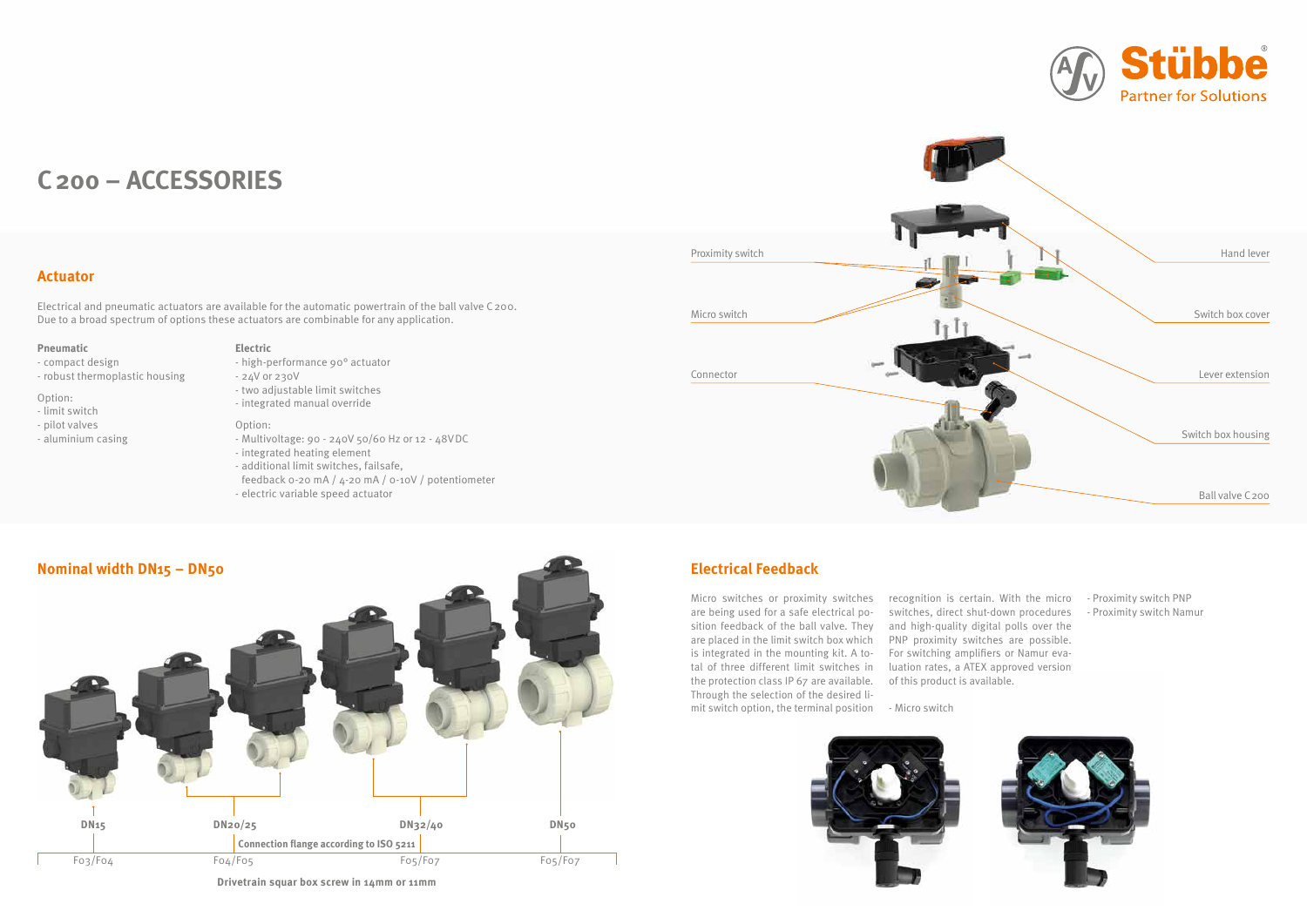# C 200 – ACCESSORIES

## Actuator

Electrical and pneumatic actuators are available for the automatic powertrain of the ball valve C 200. Due to a broad spectrum of options these actuators are combinable for any application.

**Pneumatic**

- compact design
- robust thermoplastic housing

Option:

- limit switch
- pilot valves
- aluminium casing

**Electric**

- high-performance 90° actuator
- 24V or 230V
- two adjustable limit switches
- integrated manual override

Option:

- Multivoltage: 90 - 240V 50/60 Hz or 12 - 48VDC
- integrated heating element
- additional limit switches, failsafe, feedback 0-20 mA / 4-20 mA / 0-10V / potentiometer
- electric variable speed actuator

Proximity switch

Micro switch

Connector

Hand lever

Switch box cover

Lever extension

Switch box housing

Ball valve C 200

## Nominal width DN15 – DN50

DN15 | DN20/25 | DN32/40 | DN50

**Connection flange according to ISO 5211**

F03/F04 | F04/F05 | F05/F07 | F05/F07

**Drivetrain squar box screw in 14mm or 11mm**

## Electrical Feedback

Micro switches or proximity switches are being used for a safe electrical position feedback of the ball valve. They are placed in the limit switch box which is integrated in the mounting kit. A total of three different limit switches in the protection class IP 67 are available. Through the selection of the desired limit switch option, the terminal position recognition is certain. With the micro switches, direct shut-down procedures and high-quality digital polls over the PNP proximity switches are possible. For switching amplifiers or Namur evaluation rates, a ATEX approved version of this product is available.

- Micro switch
- Proximity switch PNP
- Proximity switch Namur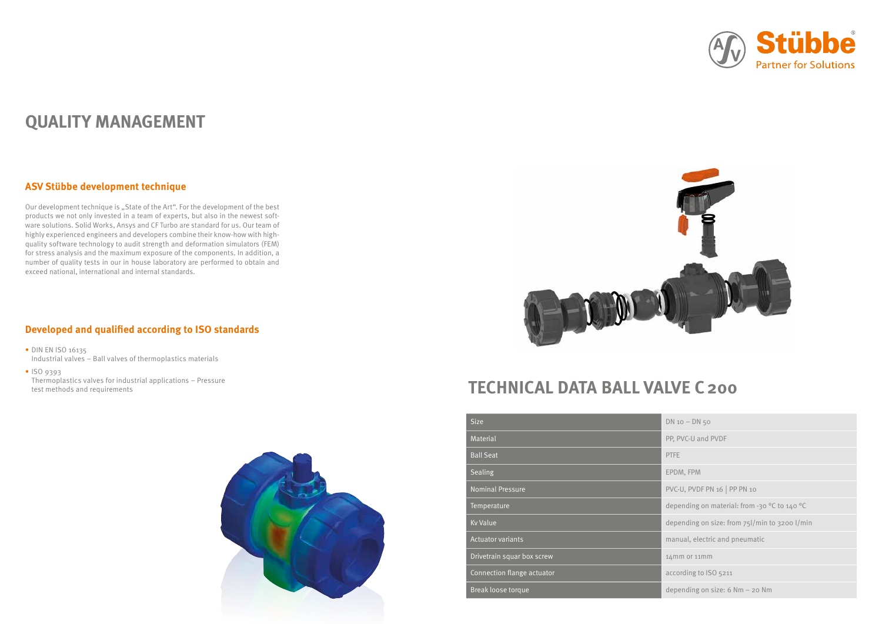# QUALITY MANAGEMENT

## ASV Stübbe development technique

Our development technique is „State of the Art". For the development of the best products we not only invested in a team of experts, but also in the newest software solutions. Solid Works, Ansys and CF Turbo are standard for us. Our team of highly experienced engineers and developers combine their know-how with high-quality software technology to audit strength and deformation simulators (FEM) for stress analysis and the maximum exposure of the components. In addition, a number of quality tests in our in house laboratory are performed to obtain and exceed national, international and internal standards.

## Developed and qualified according to ISO standards

- DIN EN ISO 16135
  Industrial valves – Ball valves of thermoplastics materials
- ISO 9393
  Thermoplastics valves for industrial applications – Pressure test methods and requirements

# TECHNICAL DATA BALL VALVE C 200

| Size | DN 10 – DN 50 |
|---|---|
| Material | PP, PVC-U and PVDF |
| Ball Seat | PTFE |
| Sealing | EPDM, FPM |
| Nominal Pressure | PVC-U, PVDF PN 16 \| PP PN 10 |
| Temperature | depending on material: from -30 °C to 140 °C |
| Kv Value | depending on size: from 75l/min to 3200 l/min |
| Actuator variants | manual, electric and pneumatic |
| Drivetrain squar box screw | 14mm or 11mm |
| Connection flange actuator | according to ISO 5211 |
| Break loose torque | depending on size: 6 Nm – 20 Nm |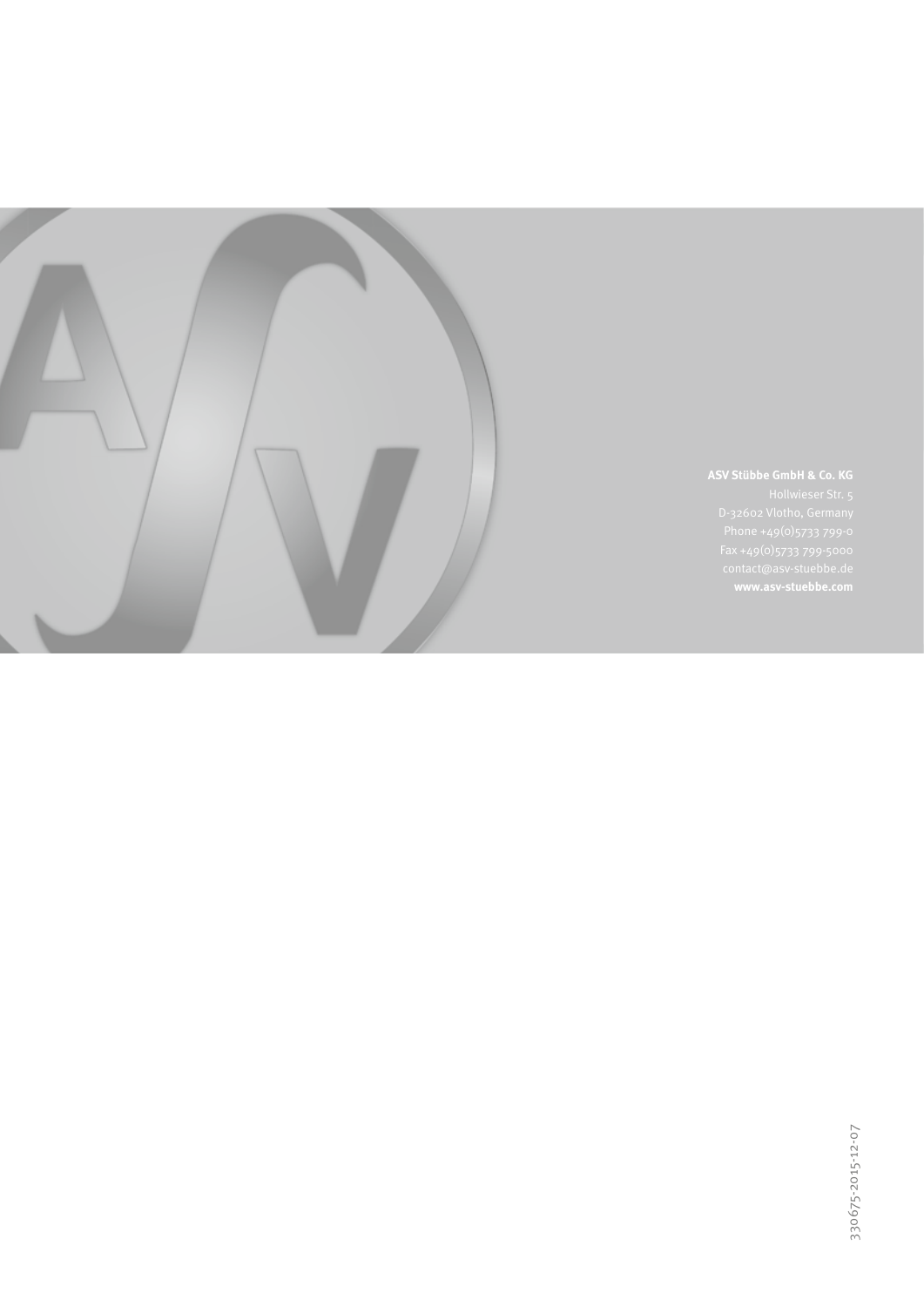**ASV Stübbe GmbH & Co. KG**
Hollwieser Str. 5
D-32602 Vlotho, Germany
Phone +49(0)5733 799-0
Fax +49(0)5733 799-5000
contact@asv-stuebbe.de
**www.asv-stuebbe.com**

330675-2015-12-07